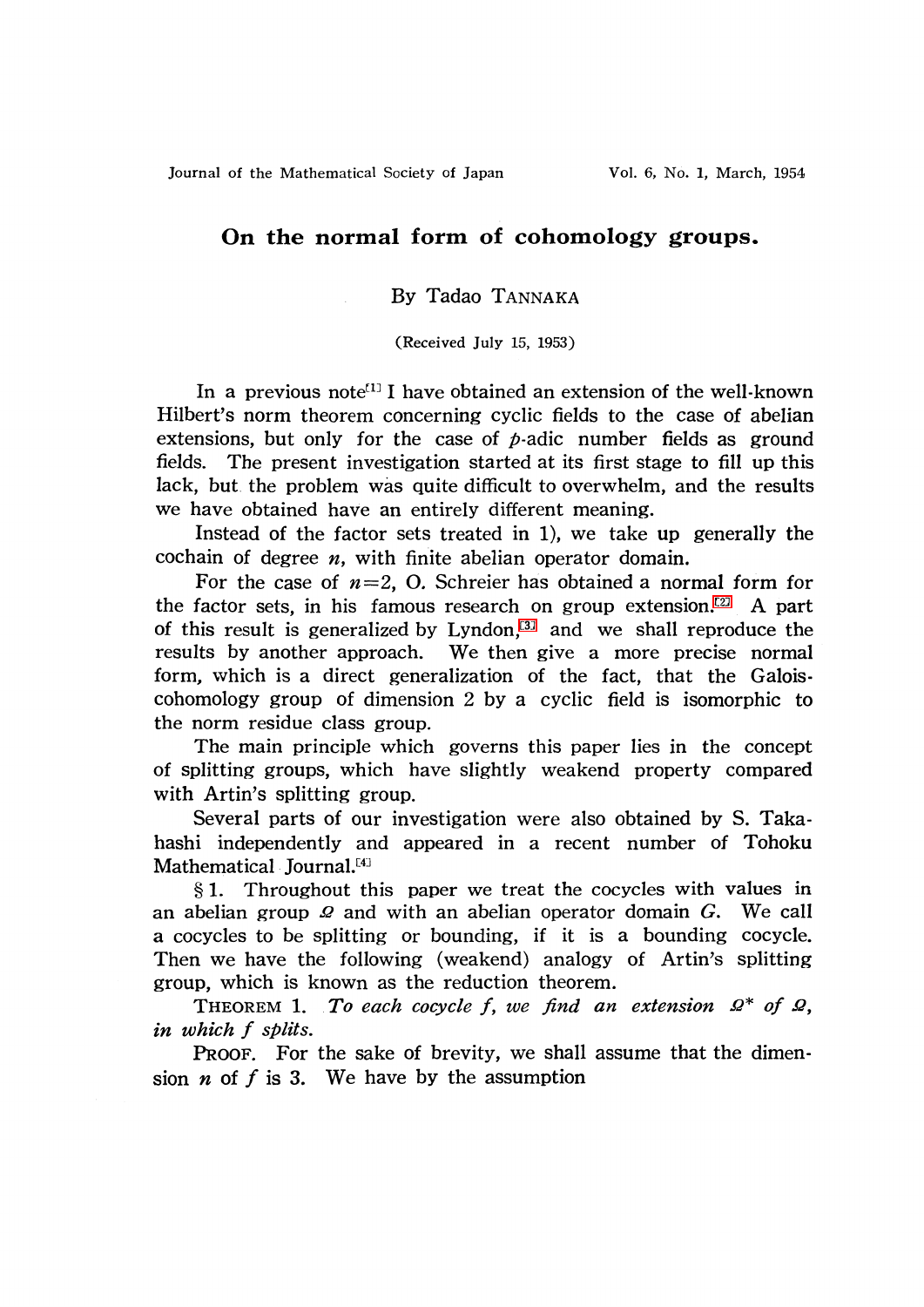# On the normal form of cohomology groups.

By Tadao TANNAKA

(Received July 15, 1953)

In a previous note[1] I have obtained an extension of the well-known Hilbert's norm theorem concerning cyclic fields to the case of abelian extensions, but only for the case of $p$-adic number fields as ground fields. The present investigation started at its first stage to fill up this lack, but the problem was quite difficult to overwhelm, and the results we have obtained have an entirely different meaning.

Instead of the factor sets treated in 1), we take up generally the cochain of degree $n$, with finite abelian operator domain.

For the case of $n=2$, O. Schreier has obtained a normal form for the factor sets, in his famous research on group extension.[2] A part of this result is generalized by Lyndon,[3] and we shall reproduce the results by another approach. We then give a more precise normal form, which is a direct generalization of the fact, that the Galois-cohomology group of dimension 2 by a cyclic field is isomorphic to the norm residue class group.

The main principle which governs this paper lies in the concept of splitting groups, which have slightly weakend property compared with Artin's splitting group.

Several parts of our investigation were also obtained by S. Takahashi independently and appeared in a recent number of Tohoku Mathematical Journal.[4]

§ 1. Throughout this paper we treat the cocycles with values in an abelian group $\Omega$ and with an abelian operator domain $G$. We call a cocycles to be splitting or bounding, if it is a bounding cocycle. Then we have the following (weakend) analogy of Artin's splitting group, which is known as the reduction theorem.

THEOREM 1. *To each cocycle $f$, we find an extension $\Omega^*$ of $\Omega$, in which $f$ splits.*

PROOF. For the sake of brevity, we shall assume that the dimension $n$ of $f$ is 3. We have by the assumption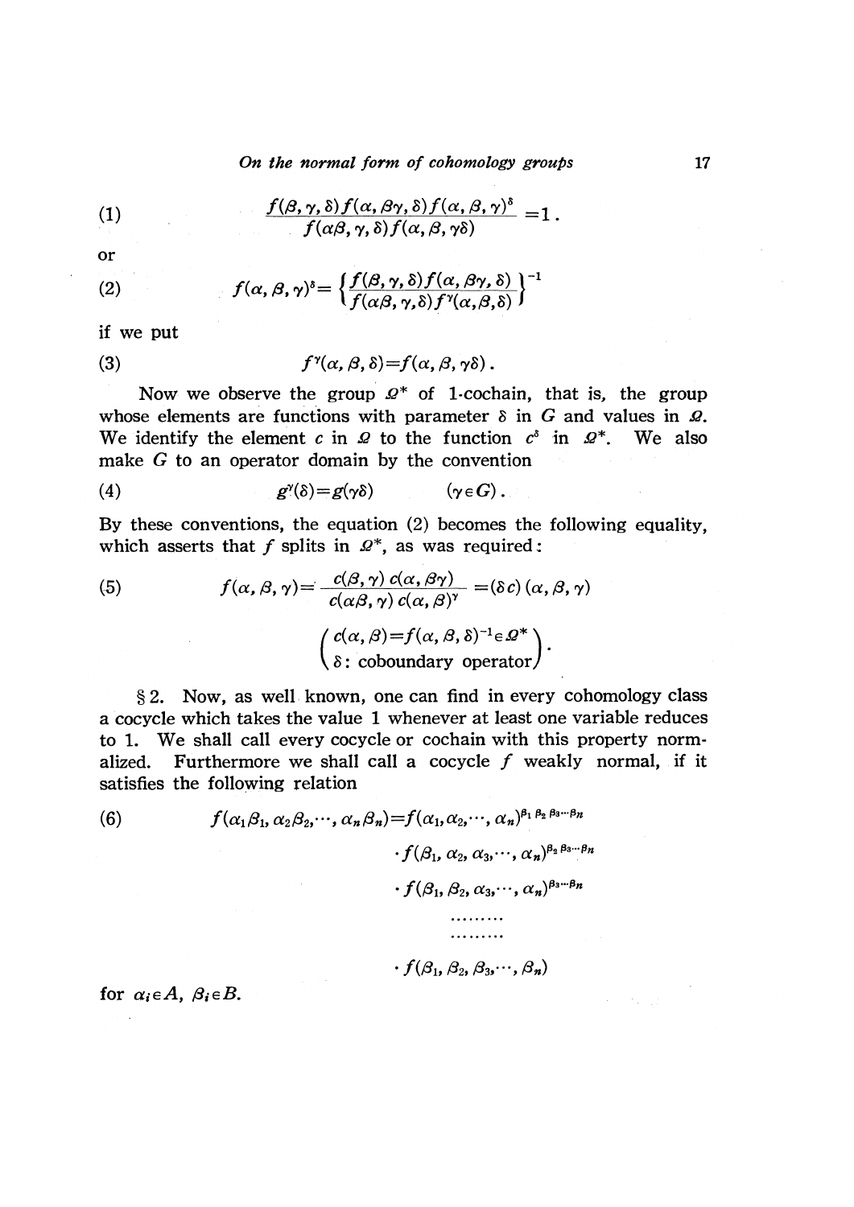$$
\frac{f(\beta,\gamma,\delta)f(\alpha,\beta\gamma,\delta)f(\alpha,\beta,\gamma)^{\delta}}{f(\alpha\beta,\gamma,\delta)f(\alpha,\beta,\gamma\delta)}=1\,. \tag{1}
$$

or

$$
f(\alpha,\beta,\gamma)^{\delta}=\left\{\frac{f(\beta,\gamma,\delta)f(\alpha,\beta\gamma,\delta)}{f(\alpha\beta,\gamma,\delta)f^{\gamma}(\alpha,\beta,\delta)}\right\}^{-1} \tag{2}
$$

if we put

$$
f^{\gamma}(\alpha,\beta,\delta)=f(\alpha,\beta,\gamma\delta)\,. \tag{3}
$$

Now we observe the group $\Omega^*$ of 1-cochain, that is, the group whose elements are functions with parameter $\delta$ in $G$ and values in $\Omega$. We identify the element $c$ in $\Omega$ to the function $c^{\delta}$ in $\Omega^*$. We also make $G$ to an operator domain by the convention

$$
g^{\gamma}(\delta)=g(\gamma\delta) \qquad (\gamma\in G)\,. \tag{4}
$$

By these conventions, the equation (2) becomes the following equality, which asserts that $f$ splits in $\Omega^*$, as was required:

$$
f(\alpha,\beta,\gamma)=\frac{c(\beta,\gamma)\,c(\alpha,\beta\gamma)}{c(\alpha\beta,\gamma)\,c(\alpha,\beta)^{\gamma}}=(\delta c)\,(\alpha,\beta,\gamma) \tag{5}
$$

$$
\begin{pmatrix} c(\alpha,\beta)=f(\alpha,\beta,\delta)^{-1}\in\Omega^* \\ \delta\text{: coboundary operator} \end{pmatrix}.
$$

§ 2. Now, as well known, one can find in every cohomology class a cocycle which takes the value 1 whenever at least one variable reduces to 1. We shall call every cocycle or cochain with this property normalized. Furthermore we shall call a cocycle $f$ weakly normal, if it satisfies the following relation

$$
\begin{aligned}
f(\alpha_1\beta_1,\alpha_2\beta_2,\cdots,\alpha_n\beta_n)=\;& f(\alpha_1,\alpha_2,\cdots,\alpha_n)^{\beta_1\beta_2\beta_3\cdots\beta_n} \\
&\cdot f(\beta_1,\alpha_2,\alpha_3,\cdots,\alpha_n)^{\beta_2\beta_3\cdots\beta_n} \\
&\cdot f(\beta_1,\beta_2,\alpha_3,\cdots,\alpha_n)^{\beta_3\cdots\beta_n} \\
&\cdots\cdots\cdots \\
&\cdots\cdots\cdots \\
&\cdot f(\beta_1,\beta_2,\beta_3,\cdots,\beta_n)
\end{aligned} \tag{6}
$$

for $\alpha_i\in A$, $\beta_i\in B$.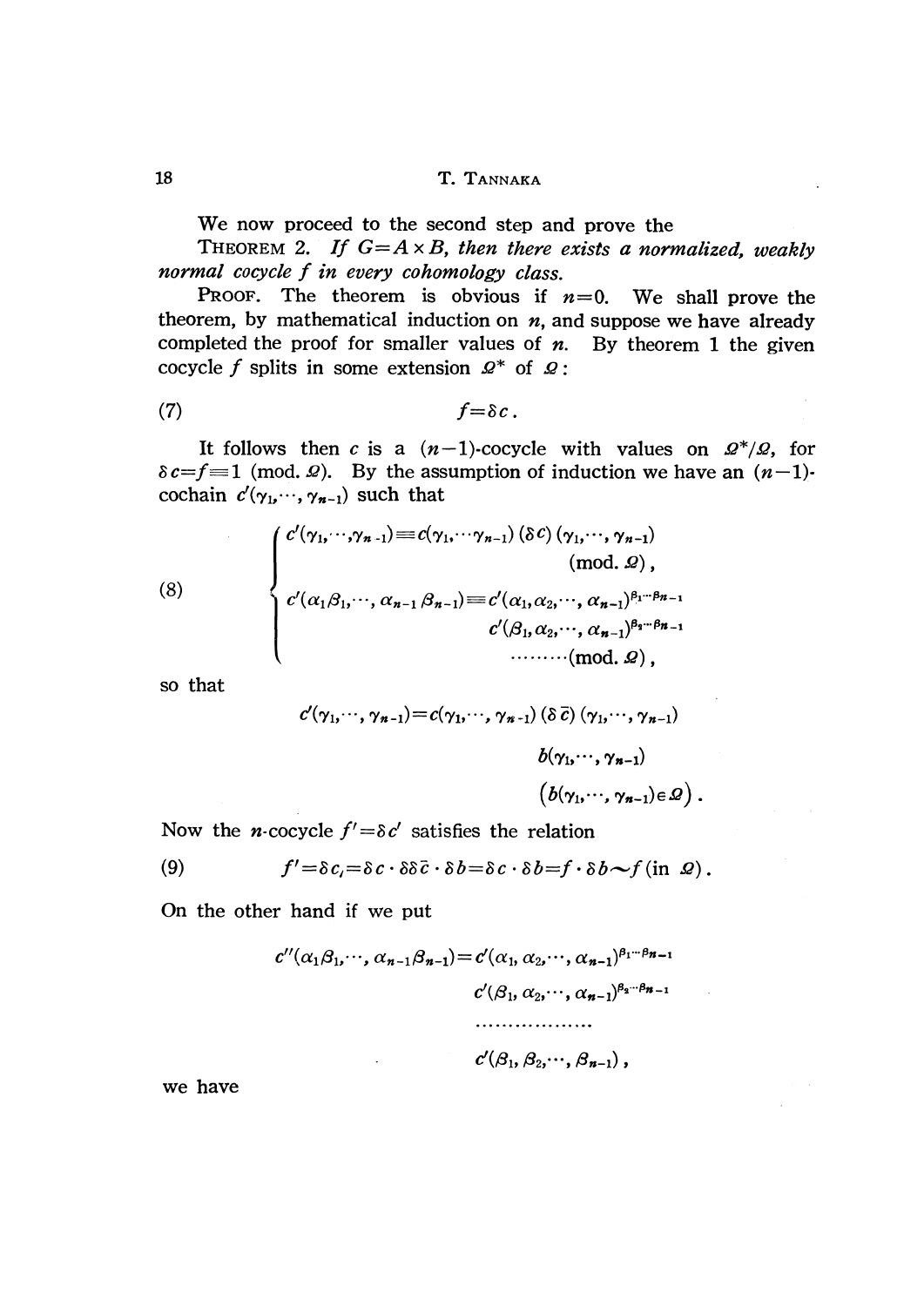We now proceed to the second step and prove the

THEOREM 2. *If $G=A\times B$, then there exists a normalized, weakly normal cocycle $f$ in every cohomology class.*

PROOF. The theorem is obvious if $n=0$. We shall prove the theorem, by mathematical induction on $n$, and suppose we have already completed the proof for smaller values of $n$. By theorem 1 the given cocycle $f$ splits in some extension $\Omega^*$ of $\Omega$:

$$f=\delta c. \tag{7}$$

It follows then $c$ is a $(n-1)$-cocycle with values on $\Omega^*/\Omega$, for $\delta c=f\equiv 1$ (mod. $\Omega$). By the assumption of induction we have an $(n-1)$-cochain $c'(\gamma_1,\cdots,\gamma_{n-1})$ such that

$$\begin{cases} c'(\gamma_1,\cdots,\gamma_{n-1})\equiv c(\gamma_1,\cdots\gamma_{n-1})\,(\delta c)\,(\gamma_1,\cdots,\gamma_{n-1}) \\ \qquad\qquad\qquad\qquad\qquad\qquad\qquad\qquad (\text{mod. } \Omega), \\ c'(\alpha_1\beta_1,\cdots,\alpha_{n-1}\beta_{n-1})\equiv c'(\alpha_1,\alpha_2,\cdots,\alpha_{n-1})^{\beta_1\cdots\beta_{n-1}} \\ \qquad\qquad\qquad\qquad\qquad c'(\beta_1,\alpha_2,\cdots,\alpha_{n-1})^{\beta_2\cdots\beta_{n-1}} \\ \qquad\qquad\qquad\qquad\qquad\qquad \cdots\cdots\cdots(\text{mod. } \Omega), \end{cases} \tag{8}$$

so that

$$c'(\gamma_1,\cdots,\gamma_{n-1})=c(\gamma_1,\cdots,\gamma_{n-1})\,(\delta\bar{c})\,(\gamma_1,\cdots,\gamma_{n-1})$$
$$b(\gamma_1,\cdots,\gamma_{n-1})$$
$$\big(b(\gamma_1,\cdots,\gamma_{n-1})\in\Omega\big).$$

Now the $n$-cocycle $f'=\delta c'$ satisfies the relation

$$f'=\delta c_{\prime}=\delta c\cdot\delta\delta\bar{c}\cdot\delta b=\delta c\cdot\delta b=f\cdot\delta b\sim f\ (\text{in } \Omega). \tag{9}$$

On the other hand if we put

$$c''(\alpha_1\beta_1,\cdots,\alpha_{n-1}\beta_{n-1})=c'(\alpha_1,\alpha_2,\cdots,\alpha_{n-1})^{\beta_1\cdots\beta_{n-1}}$$
$$c'(\beta_1,\alpha_2,\cdots,\alpha_{n-1})^{\beta_2\cdots\beta_{n-1}}$$
$$\cdots\cdots\cdots\cdots\cdots\cdots$$
$$c'(\beta_1,\beta_2,\cdots,\beta_{n-1}),$$

we have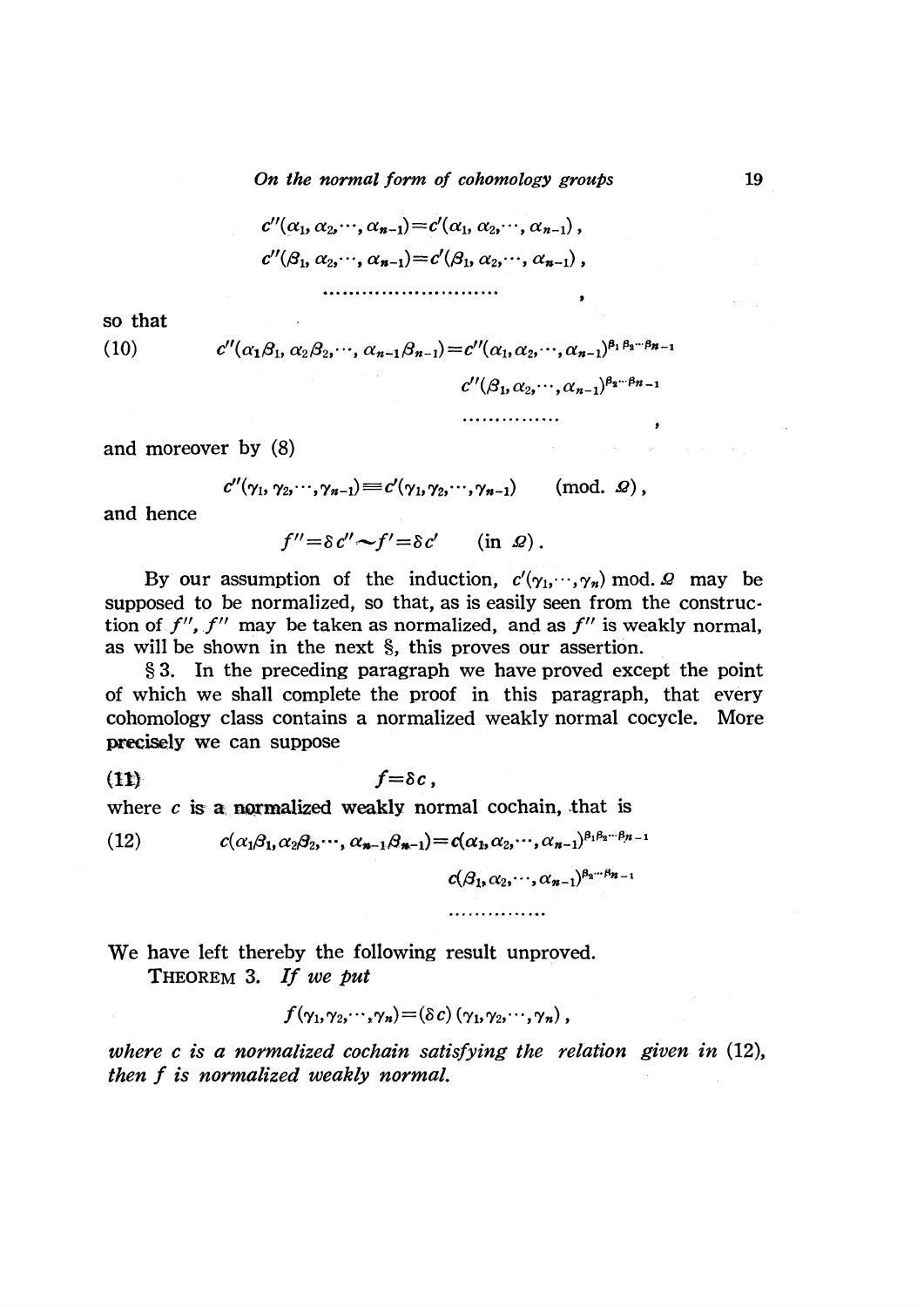$$c''(\alpha_1, \alpha_2, \cdots, \alpha_{n-1}) = c'(\alpha_1, \alpha_2, \cdots, \alpha_{n-1}),$$

$$c''(\beta_1, \alpha_2, \cdots, \alpha_{n-1}) = c'(\beta_1, \alpha_2, \cdots, \alpha_{n-1}),$$

$$\cdots\cdots\cdots\cdots\cdots\cdots\cdots\cdots ,$$

so that

$$c''(\alpha_1\beta_1, \alpha_2\beta_2, \cdots, \alpha_{n-1}\beta_{n-1}) = c''(\alpha_1, \alpha_2, \cdots, \alpha_{n-1})^{\beta_1\beta_2\cdots\beta_{n-1}} c''(\beta_1, \alpha_2, \cdots, \alpha_{n-1})^{\beta_2\cdots\beta_{n-1}} \cdots\cdots\cdots , \tag{10}$$

and moreover by (8)

$$c''(\gamma_1, \gamma_2, \cdots, \gamma_{n-1}) \equiv c'(\gamma_1, \gamma_2, \cdots, \gamma_{n-1}) \qquad (\text{mod. } \Omega),$$

and hence

$$f'' = \delta c'' \sim f' = \delta c' \qquad (\text{in } \Omega).$$

By our assumption of the induction, $c'(\gamma_1, \cdots, \gamma_n)$ mod. $\Omega$ may be supposed to be normalized, so that, as is easily seen from the construction of $f''$, $f''$ may be taken as normalized, and as $f''$ is weakly normal, as will be shown in the next §, this proves our assertion.

§ 3. In the preceding paragraph we have proved except the point of which we shall complete the proof in this paragraph, that every cohomology class contains a normalized weakly normal cocycle. More precisely we can suppose

$$f = \delta c, \tag{11}$$

where $c$ is a normalized weakly normal cochain, that is

$$c(\alpha_1\beta_1, \alpha_2\beta_2, \cdots, \alpha_{n-1}\beta_{n-1}) = c(\alpha_1, \alpha_2, \cdots, \alpha_{n-1})^{\beta_1\beta_2\cdots\beta_{n-1}} c(\beta_1, \alpha_2, \cdots, \alpha_{n-1})^{\beta_2\cdots\beta_{n-1}} \cdots\cdots\cdots \tag{12}$$

We have left thereby the following result unproved.

THEOREM 3. *If we put*

$$f(\gamma_1, \gamma_2, \cdots, \gamma_n) = (\delta c)(\gamma_1, \gamma_2, \cdots, \gamma_n),$$

*where $c$ is a normalized cochain satisfying the relation given in* (12), *then $f$ is normalized weakly normal.*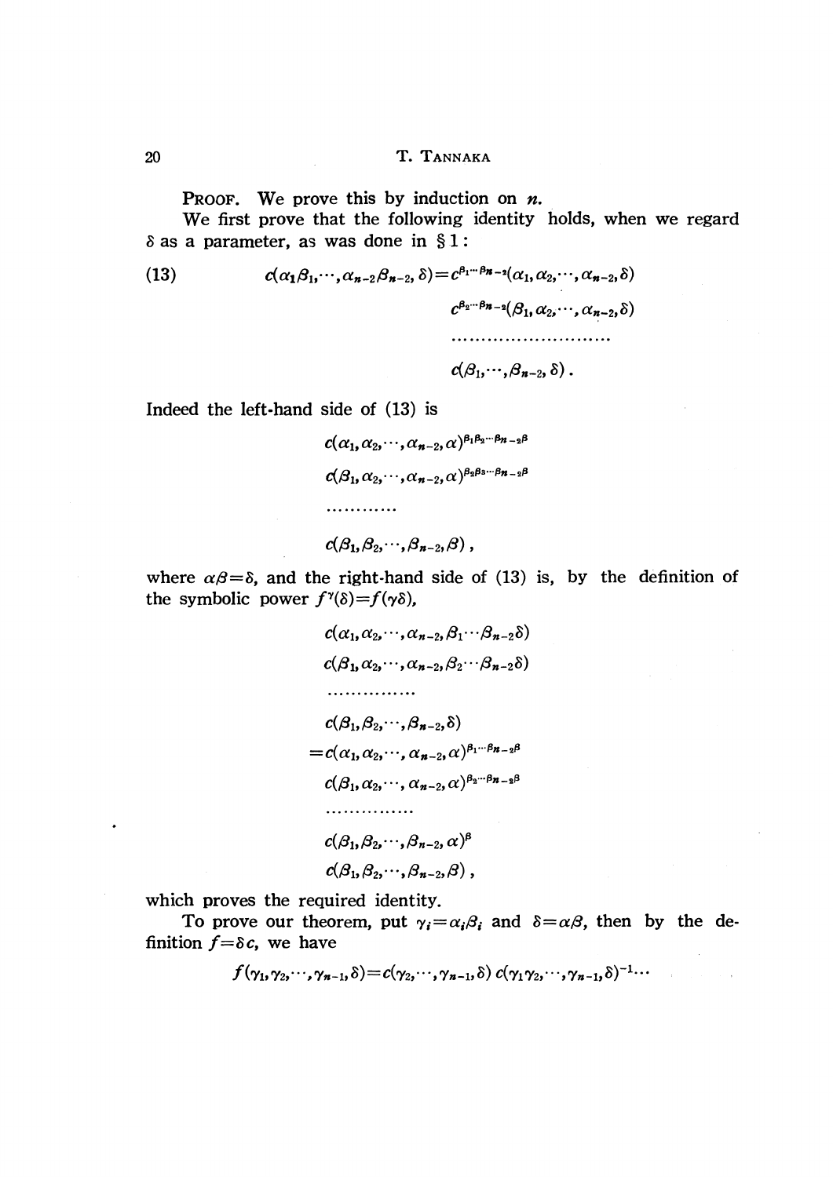**Proof.** We prove this by induction on $n$.

We first prove that the following identity holds, when we regard $\delta$ as a parameter, as was done in § 1:

$$
\begin{aligned}
(13) \qquad c(\alpha_1\beta_1,\cdots,\alpha_{n-2}\beta_{n-2},\delta) = {} & c^{\beta_1\cdots\beta_{n-2}}(\alpha_1,\alpha_2,\cdots,\alpha_{n-2},\delta) \\
& c^{\beta_2\cdots\beta_{n-2}}(\beta_1,\alpha_2,\cdots,\alpha_{n-2},\delta) \\
& \cdots\cdots\cdots\cdots\cdots\cdots\cdots\cdots \\
& c(\beta_1,\cdots,\beta_{n-2},\delta).
\end{aligned}
$$

Indeed the left-hand side of (13) is

$$
\begin{aligned}
& c(\alpha_1,\alpha_2,\cdots,\alpha_{n-2},\alpha)^{\beta_1\beta_2\cdots\beta_{n-2}\beta} \\
& c(\beta_1,\alpha_2,\cdots,\alpha_{n-2},\alpha)^{\beta_2\beta_3\cdots\beta_{n-2}\beta} \\
& \cdots\cdots\cdots\cdots \\
& c(\beta_1,\beta_2,\cdots,\beta_{n-2},\beta),
\end{aligned}
$$

where $\alpha\beta=\delta$, and the right-hand side of (13) is, by the definition of the symbolic power $f^{\gamma}(\delta)=f(\gamma\delta)$,

$$
\begin{aligned}
& c(\alpha_1,\alpha_2,\cdots,\alpha_{n-2},\beta_1\cdots\beta_{n-2}\delta) \\
& c(\beta_1,\alpha_2,\cdots,\alpha_{n-2},\beta_2\cdots\beta_{n-2}\delta) \\
& \cdots\cdots\cdots\cdots\cdots \\
& c(\beta_1,\beta_2,\cdots,\beta_{n-2},\delta) \\
= {} & c(\alpha_1,\alpha_2,\cdots,\alpha_{n-2},\alpha)^{\beta_1\cdots\beta_{n-2}\beta} \\
& c(\beta_1,\alpha_2,\cdots,\alpha_{n-2},\alpha)^{\beta_2\cdots\beta_{n-2}\beta} \\
& \cdots\cdots\cdots\cdots\cdots \\
& c(\beta_1,\beta_2,\cdots,\beta_{n-2},\alpha)^{\beta} \\
& c(\beta_1,\beta_2,\cdots,\beta_{n-2},\beta),
\end{aligned}
$$

which proves the required identity.

To prove our theorem, put $\gamma_i=\alpha_i\beta_i$ and $\delta=\alpha\beta$, then by the definition $f=\delta c$, we have

$$
f(\gamma_1,\gamma_2,\cdots,\gamma_{n-1},\delta)=c(\gamma_2,\cdots,\gamma_{n-1},\delta)\, c(\gamma_1\gamma_2,\cdots,\gamma_{n-1},\delta)^{-1}\cdots
$$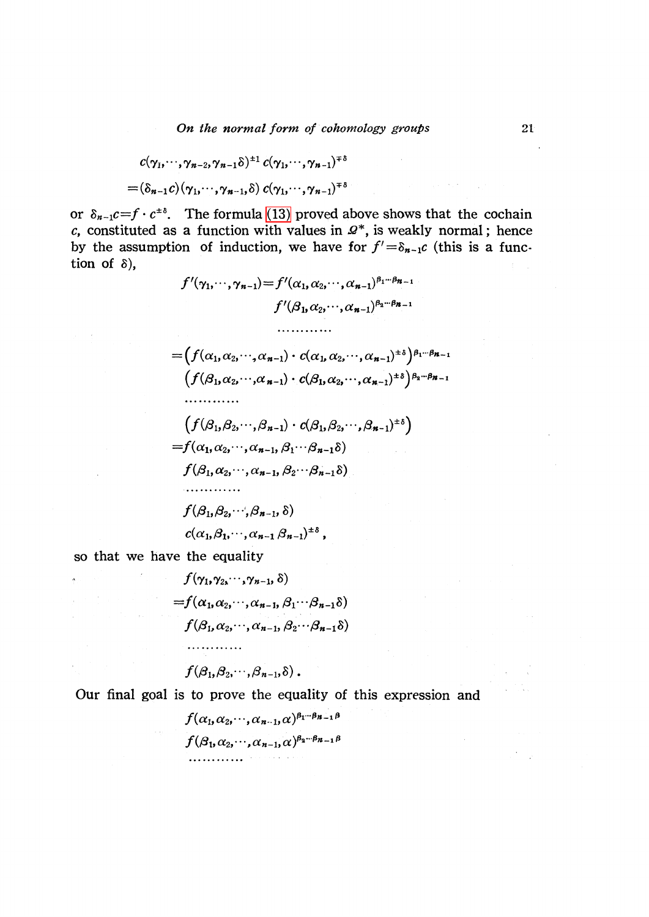$$c(\gamma_1,\cdots,\gamma_{n-2},\gamma_{n-1}\delta)^{\pm 1}\, c(\gamma_1,\cdots,\gamma_{n-1})^{\mp\delta}$$
$$=(\delta_{n-1}c)(\gamma_1,\cdots,\gamma_{n-1},\delta)\, c(\gamma_1,\cdots,\gamma_{n-1})^{\mp\delta}$$

or $\delta_{n-1}c=f\cdot c^{\pm\delta}$. The formula (13) proved above shows that the cochain $c$, constituted as a function with values in $\Omega^*$, is weakly normal; hence by the assumption of induction, we have for $f'=\delta_{n-1}c$ (this is a function of $\delta$),

$$
\begin{aligned}
f'(\gamma_1,\cdots,\gamma_{n-1}) &= f'(\alpha_1,\alpha_2,\cdots,\alpha_{n-1})^{\beta_1\cdots\beta_{n-1}} \\
&\quad f'(\beta_1,\alpha_2,\cdots,\alpha_{n-1})^{\beta_2\cdots\beta_{n-1}} \\
&\quad \cdots\cdots\cdots\cdots \\
&= \big(f(\alpha_1,\alpha_2,\cdots,\alpha_{n-1})\cdot c(\alpha_1,\alpha_2,\cdots,\alpha_{n-1})^{\pm\delta}\big)^{\beta_1\cdots\beta_{n-1}} \\
&\quad \big(f(\beta_1,\alpha_2,\cdots,\alpha_{n-1})\cdot c(\beta_1,\alpha_2,\cdots,\alpha_{n-1})^{\pm\delta}\big)^{\beta_2\cdots\beta_{n-1}} \\
&\quad \cdots\cdots\cdots\cdots \\
&\quad \big(f(\beta_1,\beta_2,\cdots,\beta_{n-1})\cdot c(\beta_1,\beta_2,\cdots,\beta_{n-1})^{\pm\delta}\big) \\
&= f(\alpha_1,\alpha_2,\cdots,\alpha_{n-1},\beta_1\cdots\beta_{n-1}\delta) \\
&\quad f(\beta_1,\alpha_2,\cdots,\alpha_{n-1},\beta_2\cdots\beta_{n-1}\delta) \\
&\quad \cdots\cdots\cdots\cdots \\
&\quad f(\beta_1,\beta_2,\cdots,\beta_{n-1},\delta) \\
&\quad c(\alpha_1\beta_1,\cdots,\alpha_{n-1}\beta_{n-1})^{\pm\delta},
\end{aligned}
$$

so that we have the equality

$$
\begin{aligned}
& f(\gamma_1,\gamma_2,\cdots,\gamma_{n-1},\delta) \\
&= f(\alpha_1,\alpha_2,\cdots,\alpha_{n-1},\beta_1\cdots\beta_{n-1}\delta) \\
&\quad f(\beta_1,\alpha_2,\cdots,\alpha_{n-1},\beta_2\cdots\beta_{n-1}\delta) \\
&\quad \cdots\cdots\cdots\cdots \\
&\quad f(\beta_1,\beta_2,\cdots,\beta_{n-1},\delta).
\end{aligned}
$$

Our final goal is to prove the equality of this expression and

$$
\begin{aligned}
& f(\alpha_1,\alpha_2,\cdots,\alpha_{n-1},\alpha)^{\beta_1\cdots\beta_{n-1}\beta} \\
& f(\beta_1,\alpha_2,\cdots,\alpha_{n-1},\alpha)^{\beta_2\cdots\beta_{n-1}\beta} \\
& \cdots\cdots\cdots\cdots
\end{aligned}
$$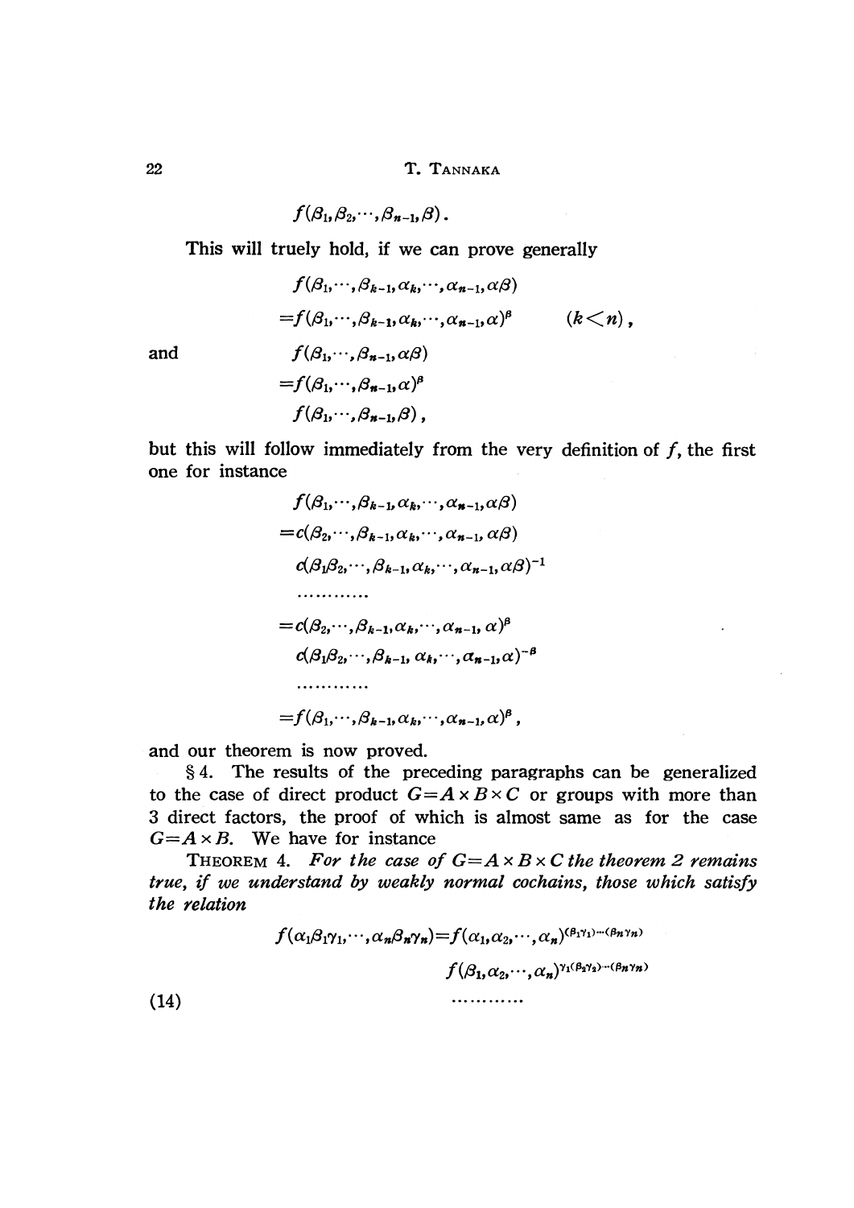$$f(\beta_1,\beta_2,\cdots,\beta_{n-1},\beta).$$

This will truely hold, if we can prove generally

$$f(\beta_1,\cdots,\beta_{k-1},\alpha_k,\cdots,\alpha_{n-1},\alpha\beta)$$
$$=f(\beta_1,\cdots,\beta_{k-1},\alpha_k,\cdots,\alpha_{n-1},\alpha)^{\beta} \qquad (k<n),$$

and

$$f(\beta_1,\cdots,\beta_{n-1},\alpha\beta)$$
$$=f(\beta_1,\cdots,\beta_{n-1},\alpha)^{\beta}$$
$$f(\beta_1,\cdots,\beta_{n-1},\beta),$$

but this will follow immediately from the very definition of $f$, the first one for instance

$$f(\beta_1,\cdots,\beta_{k-1},\alpha_k,\cdots,\alpha_{n-1},\alpha\beta)$$
$$=c(\beta_2,\cdots,\beta_{k-1},\alpha_k,\cdots,\alpha_{n-1},\alpha\beta)$$
$$c(\beta_1\beta_2,\cdots,\beta_{k-1},\alpha_k,\cdots,\alpha_{n-1},\alpha\beta)^{-1}$$
$$\cdots\cdots\cdots\cdots$$
$$=c(\beta_2,\cdots,\beta_{k-1},\alpha_k,\cdots,\alpha_{n-1},\alpha)^{\beta}$$
$$c(\beta_1\beta_2,\cdots,\beta_{k-1},\alpha_k,\cdots,\alpha_{n-1},\alpha)^{-\beta}$$
$$\cdots\cdots\cdots\cdots$$
$$=f(\beta_1,\cdots,\beta_{k-1},\alpha_k,\cdots,\alpha_{n-1},\alpha)^{\beta},$$

and our theorem is now proved.

§ 4. The results of the preceding paragraphs can be generalized to the case of direct product $G=A\times B\times C$ or groups with more than 3 direct factors, the proof of which is almost same as for the case $G=A\times B$. We have for instance

THEOREM 4. *For the case of $G=A\times B\times C$ the theorem 2 remains true, if we understand by weakly normal cochains, those which satisfy the relation*

$$f(\alpha_1\beta_1\gamma_1,\cdots,\alpha_n\beta_n\gamma_n)=f(\alpha_1,\alpha_2,\cdots,\alpha_n)^{(\beta_1\gamma_1)\cdots(\beta_n\gamma_n)}$$
$$f(\beta_1,\alpha_2,\cdots,\alpha_n)^{\gamma_1(\beta_2\gamma_2)\cdots(\beta_n\gamma_n)}$$
$$(14) \qquad \cdots\cdots\cdots\cdots$$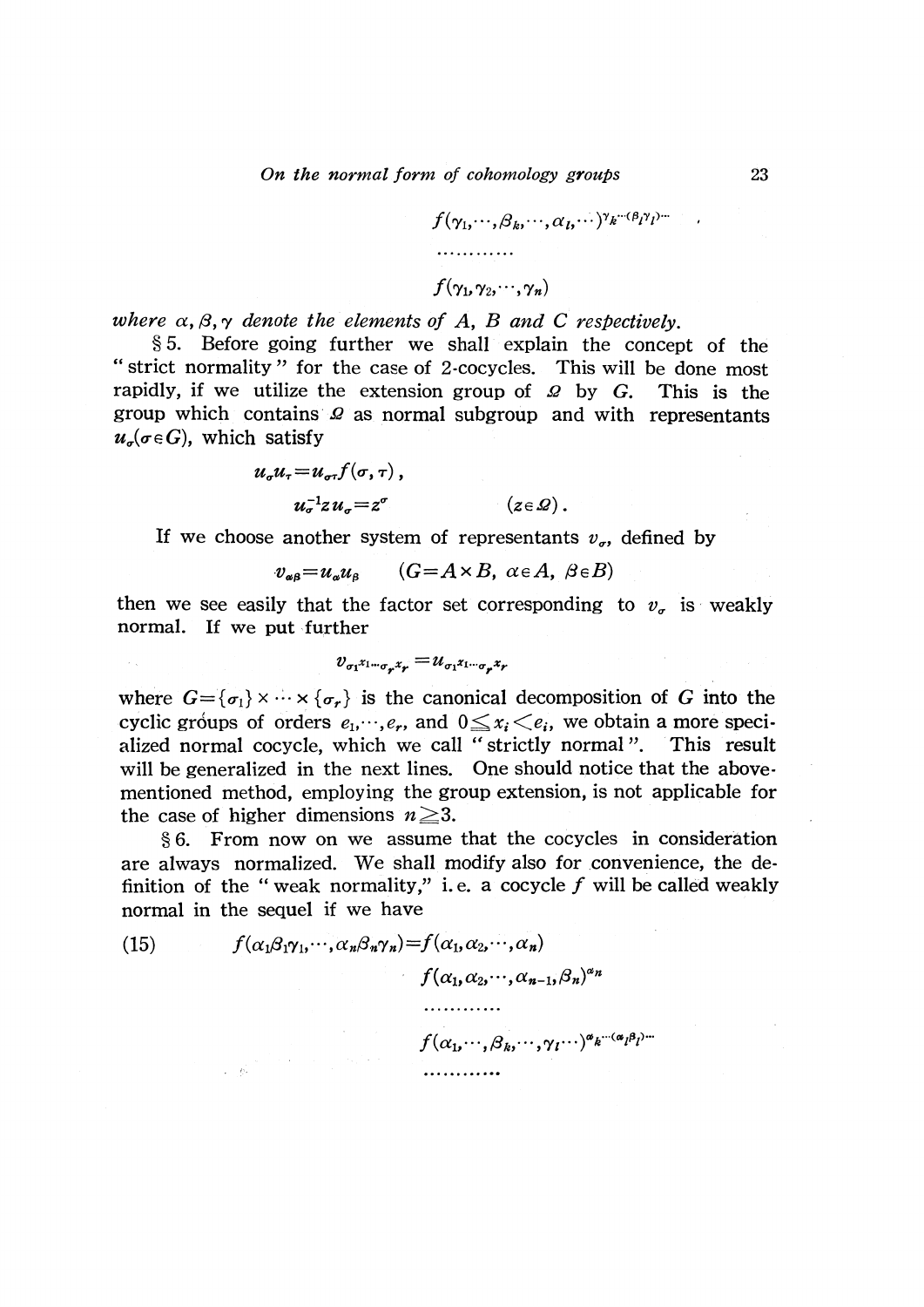$$f(\gamma_1,\cdots,\beta_k,\cdots,\alpha_l,\cdots)^{\gamma_k\cdots(\beta_l\gamma_l)\cdots},$$

$$\cdots\cdots\cdots\cdots$$

$$f(\gamma_1,\gamma_2,\cdots,\gamma_n)$$

*where* $\alpha, \beta, \gamma$ *denote the elements of* $A$, $B$ *and* $C$ *respectively.*

§ 5. Before going further we shall explain the concept of the "strict normality" for the case of 2-cocycles. This will be done most rapidly, if we utilize the extension group of $\Omega$ by $G$. This is the group which contains $\Omega$ as normal subgroup and with representants $u_\sigma(\sigma \in G)$, which satisfy

$$u_\sigma u_\tau = u_{\sigma\tau} f(\sigma, \tau),$$

$$u_\sigma^{-1} z u_\sigma = z^\sigma \qquad (z \in \Omega).$$

If we choose another system of representants $v_\sigma$, defined by

$$v_{\alpha\beta} = u_\alpha u_\beta \qquad (G = A \times B,\ \alpha \in A,\ \beta \in B)$$

then we see easily that the factor set corresponding to $v_\sigma$ is weakly normal. If we put further

$$v_{\sigma_1^{x_1}\cdots\sigma_r^{x_r}} = u_{\sigma_1^{x_1}\cdots\sigma_r^{x_r}}$$

where $G = \{\sigma_1\} \times \cdots \times \{\sigma_r\}$ is the canonical decomposition of $G$ into the cyclic groups of orders $e_1,\cdots,e_r$, and $0 \leq x_i < e_i$, we obtain a more specialized normal cocycle, which we call "strictly normal". This result will be generalized in the next lines. One should notice that the above-mentioned method, employing the group extension, is not applicable for the case of higher dimensions $n \geq 3$.

§ 6. From now on we assume that the cocycles in consideration are always normalized. We shall modify also for convenience, the definition of the "weak normality," i.e. a cocycle $f$ will be called weakly normal in the sequel if we have

$$f(\alpha_1\beta_1\gamma_1,\cdots,\alpha_n\beta_n\gamma_n) = f(\alpha_1,\alpha_2,\cdots,\alpha_n) \tag{15}$$

$$f(\alpha_1,\alpha_2,\cdots,\alpha_{n-1},\beta_n)^{\alpha_n}$$

$$\cdots\cdots\cdots\cdots$$

$$f(\alpha_1,\cdots,\beta_k,\cdots,\gamma_l\cdots)^{\alpha_k\cdots(\alpha_l\beta_l)\cdots}$$

$$\cdots\cdots\cdots\cdots$$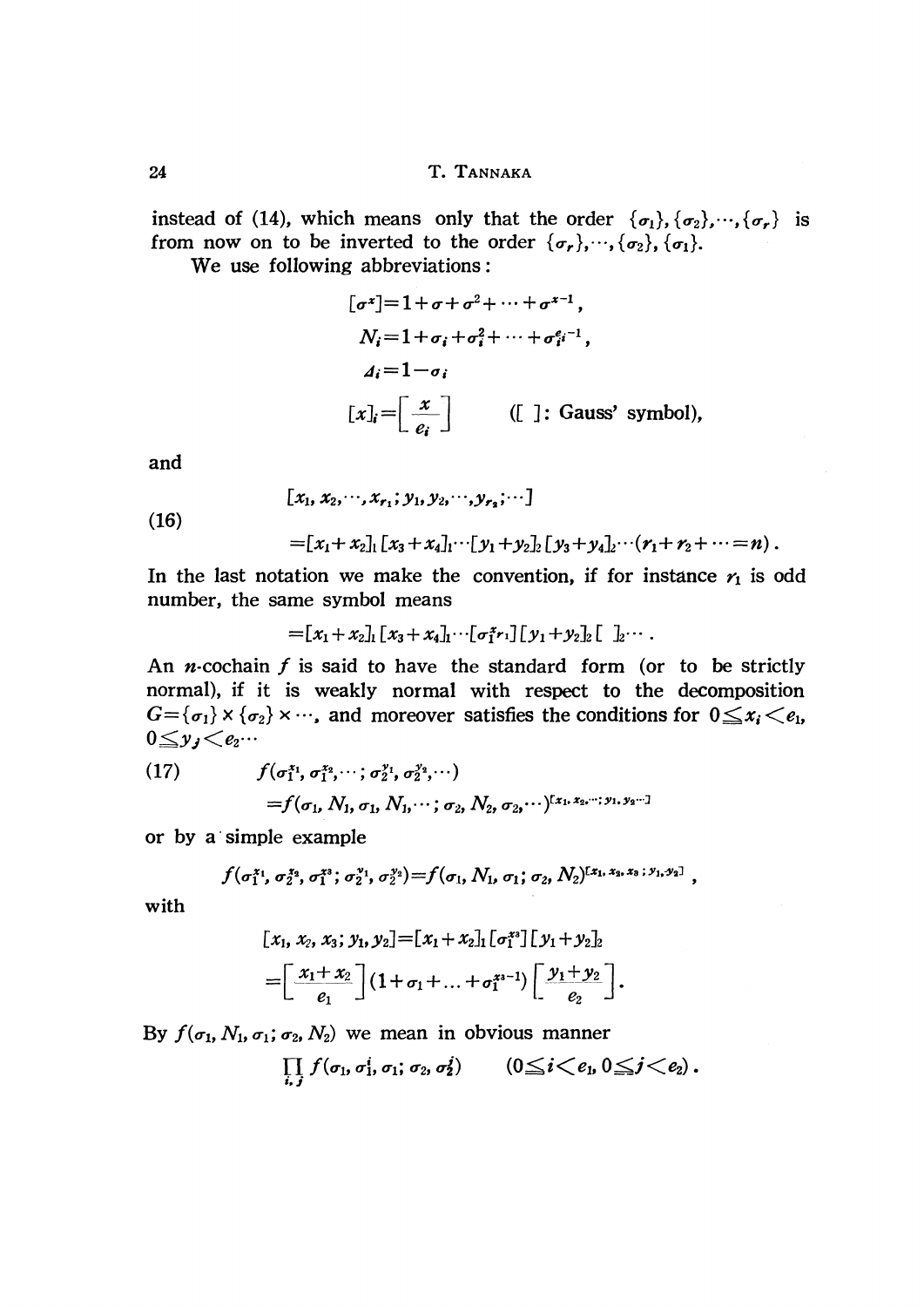instead of (14), which means only that the order $\{\sigma_1\}, \{\sigma_2\}, \cdots, \{\sigma_r\}$ is from now on to be inverted to the order $\{\sigma_r\}, \cdots, \{\sigma_2\}, \{\sigma_1\}$.

We use following abbreviations:

$$[\sigma^x] = 1 + \sigma + \sigma^2 + \cdots + \sigma^{x-1},$$

$$N_i = 1 + \sigma_i + \sigma_i^2 + \cdots + \sigma_i^{e_i - 1},$$

$$\Delta_i = 1 - \sigma_i$$

$$[x]_i = \left[ \frac{x}{e_i} \right] \qquad ([\ ]\text{: Gauss' symbol}),$$

and

$$(16) \qquad \begin{aligned} &[x_1, x_2, \cdots, x_{r_1}; y_1, y_2, \cdots, y_{r_2}; \cdots] \\ &= [x_1 + x_2]_1 [x_3 + x_4]_1 \cdots [y_1 + y_2]_2 [y_3 + y_4]_2 \cdots (r_1 + r_2 + \cdots = n). \end{aligned}$$

In the last notation we make the convention, if for instance $r_1$ is odd number, the same symbol means

$$= [x_1 + x_2]_1 [x_3 + x_4]_1 \cdots [\sigma_1^{x_{r_1}}] [y_1 + y_2]_2 [\ ]_2 \cdots .$$

An $n$-cochain $f$ is said to have the standard form (or to be strictly normal), if it is weakly normal with respect to the decomposition $G = \{\sigma_1\} \times \{\sigma_2\} \times \cdots$, and moreover satisfies the conditions for $0 \leqq x_i < e_1$, $0 \leqq y_j < e_2 \cdots$

$$(17) \qquad \begin{aligned} &f(\sigma_1^{x_1}, \sigma_1^{x_2}, \cdots; \sigma_2^{y_1}, \sigma_2^{y_2}, \cdots) \\ &= f(\sigma_1, N_1, \sigma_1, N_1, \cdots; \sigma_2, N_2, \sigma_2, \cdots)^{[x_1, x_2, \cdots; y_1, y_2 \cdots]} \end{aligned}$$

or by a simple example

$$f(\sigma_1^{x_1}, \sigma_1^{x_2}, \sigma_1^{x_3}; \sigma_2^{y_1}, \sigma_2^{y_2}) = f(\sigma_1, N_1, \sigma_1; \sigma_2, N_2)^{[x_1, x_2, x_3; y_1, y_2]},$$

with

$$\begin{aligned} [x_1, x_2, x_3; y_1, y_2] &= [x_1 + x_2]_1 [\sigma_1^{x_3}] [y_1 + y_2]_2 \\ &= \left[ \frac{x_1 + x_2}{e_1} \right] (1 + \sigma_1 + \ldots + \sigma_1^{x_3 - 1}) \left[ \frac{y_1 + y_2}{e_2} \right]. \end{aligned}$$

By $f(\sigma_1, N_1, \sigma_1; \sigma_2, N_2)$ we mean in obvious manner

$$\prod_{i,j} f(\sigma_1, \sigma_1^i, \sigma_1; \sigma_2, \sigma_2^j) \qquad (0 \leqq i < e_1, 0 \leqq j < e_2).$$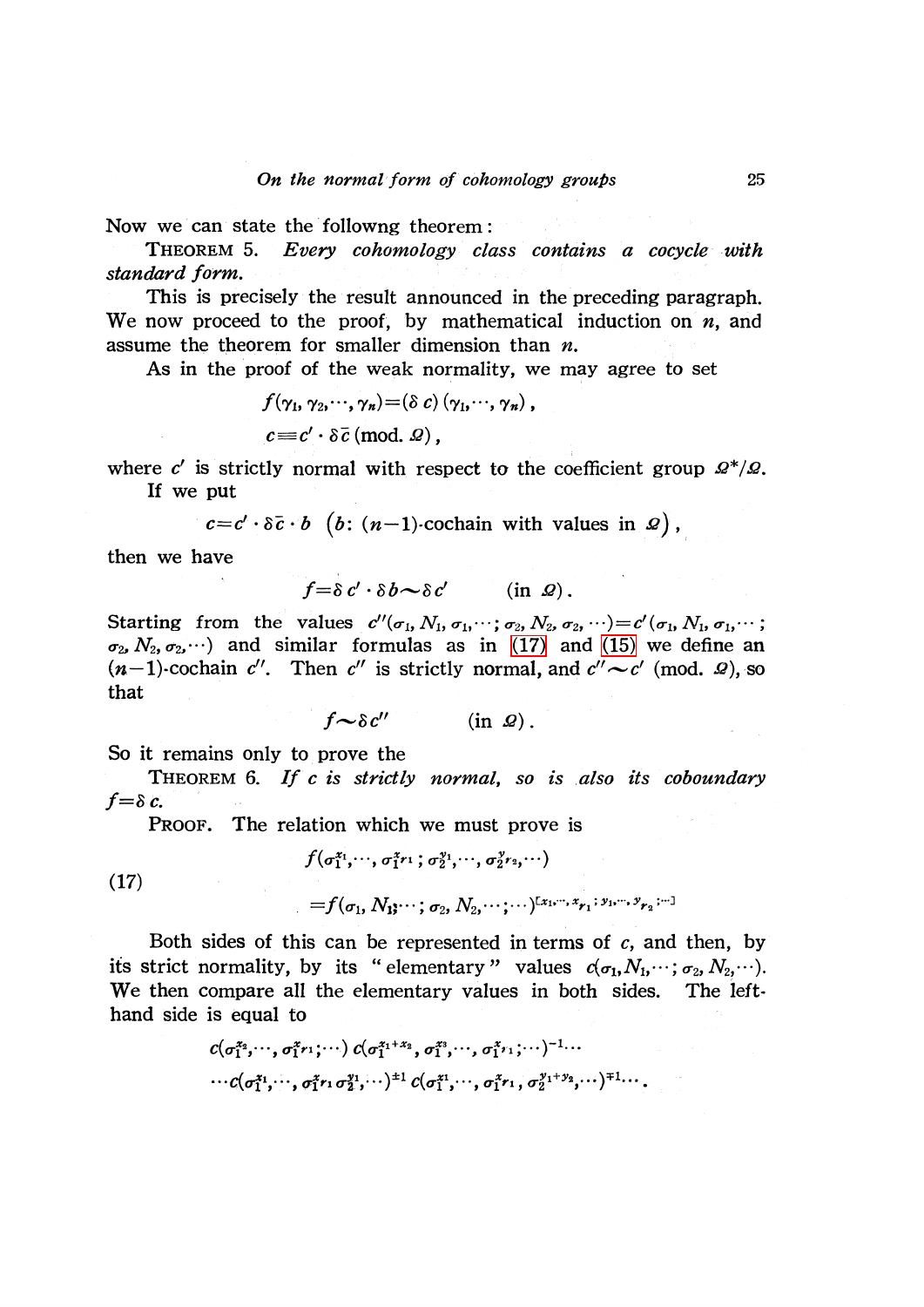Now we can state the followng theorem:

THEOREM 5. *Every cohomology class contains a cocycle with standard form.*

This is precisely the result announced in the preceding paragraph. We now proceed to the proof, by mathematical induction on $n$, and assume the theorem for smaller dimension than $n$.

As in the proof of the weak normality, we may agree to set

$$f(\gamma_1, \gamma_2, \cdots, \gamma_n) = (\delta c)(\gamma_1, \cdots, \gamma_n),$$

$$c \equiv c' \cdot \delta \bar{c} \ (\text{mod. } \Omega),$$

where $c'$ is strictly normal with respect to the coefficient group $\Omega^*/\Omega$.

If we put

$$c = c' \cdot \delta \bar{c} \cdot b \quad \big(b\text{: } (n-1)\text{-cochain with values in } \Omega\big),$$

then we have

$$f = \delta c' \cdot \delta b \sim \delta c' \qquad (\text{in } \Omega).$$

Starting from the values $c''(\sigma_1, N_1, \sigma_1, \cdots; \sigma_2, N_2, \sigma_2, \cdots) = c'(\sigma_1, N_1, \sigma_1, \cdots; \sigma_2, N_2, \sigma_2, \cdots)$ and similar formulas as in (17) and (15) we define an $(n-1)$-cochain $c''$. Then $c''$ is strictly normal, and $c'' \sim c'$ (mod. $\Omega$), so that

$$f \sim \delta c'' \qquad (\text{in } \Omega).$$

So it remains only to prove the

THEOREM 6. *If $c$ is strictly normal, so is also its coboundary $f = \delta c$.*

PROOF. The relation which we must prove is

$$\begin{aligned} &f(\sigma_1^{x_1}, \cdots, \sigma_1^{x_{r_1}}; \sigma_2^{y_1}, \cdots, \sigma_2^{y_{r_2}}, \cdots) \\ &\quad = f(\sigma_1, N_1, \cdots; \sigma_2, N_2, \cdots; \cdots)^{[x_1, \cdots, x_{r_1}; y_1, \cdots, y_{r_2}; \cdots]} \end{aligned} \tag{17}$$

Both sides of this can be represented in terms of $c$, and then, by its strict normality, by its "elementary" values $c(\sigma_1, N_1, \cdots; \sigma_2, N_2, \cdots)$. We then compare all the elementary values in both sides. The left-hand side is equal to

$$c(\sigma_1^{x_2}, \cdots, \sigma_1^{x_{r_1}}; \cdots)\, c(\sigma_1^{x_1+x_2}, \sigma_1^{x_3}, \cdots, \sigma_1^{x_{r_1}}; \cdots)^{-1} \cdots$$

$$\cdots c(\sigma_1^{x_1}, \cdots, \sigma_1^{x_{r_1}} \sigma_2^{y_1}, \cdots)^{\pm 1}\, c(\sigma_1^{x_1}, \cdots, \sigma_1^{x_{r_1}}, \sigma_2^{y_1+y_2}, \cdots)^{\mp 1} \cdots.$$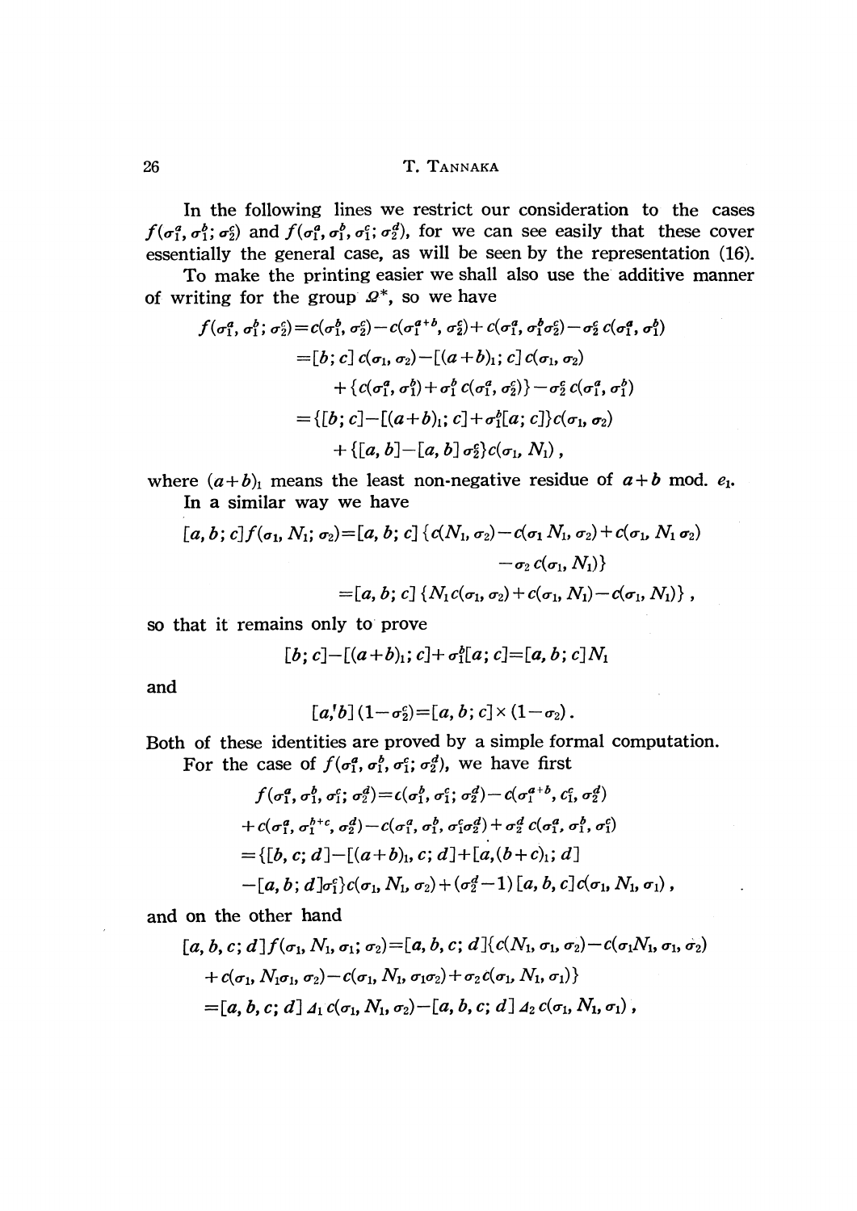In the following lines we restrict our consideration to the cases $f(\sigma_1^a, \sigma_1^b; \sigma_2^c)$ and $f(\sigma_1^a, \sigma_1^b, \sigma_1^c; \sigma_2^d)$, for we can see easily that these cover essentially the general case, as will be seen by the representation (16).

To make the printing easier we shall also use the additive manner of writing for the group $\Omega^*$, so we have

$$
\begin{aligned}
f(\sigma_1^a, \sigma_1^b; \sigma_2^c) &= c(\sigma_1^b, \sigma_2^c) - c(\sigma_1^{a+b}, \sigma_2^c) + c(\sigma_1^a, \sigma_1^b \sigma_2^c) - \sigma_2^c\, c(\sigma_1^a, \sigma_1^b) \\
&= [b; c]\, c(\sigma_1, \sigma_2) - [(a+b)_1; c]\, c(\sigma_1, \sigma_2) \\
&\quad + \{c(\sigma_1^a, \sigma_1^b) + \sigma_1^b\, c(\sigma_1^a, \sigma_2^c)\} - \sigma_2^c\, c(\sigma_1^a, \sigma_1^b) \\
&= \{[b; c] - [(a+b)_1; c] + \sigma_1^b [a; c]\} c(\sigma_1, \sigma_2) \\
&\quad + \{[a, b] - [a, b]\, \sigma_2^c\} c(\sigma_1, N_1),
\end{aligned}
$$

where $(a+b)_1$ means the least non-negative residue of $a+b$ mod. $e_1$.

In a similar way we have

$$
\begin{aligned}
[a, b; c] f(\sigma_1, N_1; \sigma_2) &= [a, b; c]\{c(N_1, \sigma_2) - c(\sigma_1 N_1, \sigma_2) + c(\sigma_1, N_1 \sigma_2) \\
&\qquad - \sigma_2\, c(\sigma_1, N_1)\} \\
&= [a, b; c]\{N_1 c(\sigma_1, \sigma_2) + c(\sigma_1, N_1) - c(\sigma_1, N_1)\},
\end{aligned}
$$

so that it remains only to prove

$$
[b; c] - [(a+b)_1; c] + \sigma_1^b [a; c] = [a, b; c] N_1
$$

and

$$
[a, b](1 - \sigma_2^c) = [a, b; c] \times (1 - \sigma_2).
$$

Both of these identities are proved by a simple formal computation.

For the case of $f(\sigma_1^a, \sigma_1^b, \sigma_1^c; \sigma_2^d)$, we have first

$$
\begin{aligned}
& f(\sigma_1^a, \sigma_1^b, \sigma_1^c; \sigma_2^d) = c(\sigma_1^b, \sigma_1^c; \sigma_2^d) - c(\sigma_1^{a+b}, c_1^c, \sigma_2^d) \\
& + c(\sigma_1^a, \sigma_1^{b+c}, \sigma_2^d) - c(\sigma_1^a, \sigma_1^b, \sigma_1^c \sigma_2^d) + \sigma_2^d\, c(\sigma_1^a, \sigma_1^b, \sigma_1^c) \\
& = \{[b, c; d] - [(a+b)_1, c; d] + [a, (b+c)_1; d] \\
& - [a, b; d] \sigma_1^c\} c(\sigma_1, N_1, \sigma_2) + (\sigma_2^d - 1)[a, b, c]\, c(\sigma_1, N_1, \sigma_1),
\end{aligned}
$$

and on the other hand

$$
\begin{aligned}
& [a, b, c; d] f(\sigma_1, N_1, \sigma_1; \sigma_2) = [a, b, c; d]\{c(N_1, \sigma_1, \sigma_2) - c(\sigma_1 N_1, \sigma_1, \sigma_2) \\
& + c(\sigma_1, N_1 \sigma_1, \sigma_2) - c(\sigma_1, N_1, \sigma_1 \sigma_2) + \sigma_2\, c(\sigma_1, N_1, \sigma_1)\} \\
& = [a, b, c; d]\, \Delta_1\, c(\sigma_1, N_1, \sigma_2) - [a, b, c; d]\, \Delta_2\, c(\sigma_1, N_1, \sigma_1),
\end{aligned}
$$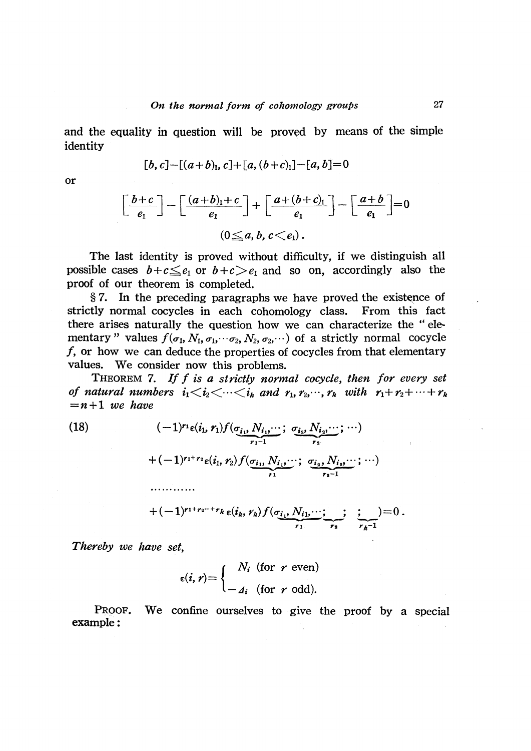and the equality in question will be proved by means of the simple identity

$$[b, c]-[(a+b)_1, c]+[a, (b+c)_1]-[a, b]=0$$

or

$$\left[\frac{b+c}{e_1}\right]-\left[\frac{(a+b)_1+c}{e_1}\right]+\left[\frac{a+(b+c)_1}{e_1}\right]-\left[\frac{a+b}{e_1}\right]=0$$

$$(0 \leqq a, b, c < e_1).$$

The last identity is proved without difficulty, if we distinguish all possible cases $b+c \leqq e_1$ or $b+c > e_1$ and so on, accordingly also the proof of our theorem is completed.

§ 7. In the preceding paragraphs we have proved the existence of strictly normal cocycles in each cohomology class. From this fact there arises naturally the question how we can characterize the "elementary" values $f(\sigma_1, N_1, \sigma_1, \cdots \sigma_2, N_2, \sigma_2, \cdots)$ of a strictly normal cocycle $f$, or how we can deduce the properties of cocycles from that elementary values. We consider now this problems.

**Theorem 7.** *If $f$ is a strictly normal cocycle, then for every set of natural numbers $i_1 < i_2 < \cdots < i_k$ and $r_1, r_2, \cdots, r_k$ with $r_1+r_2+\cdots+r_k = n+1$ we have*

$$
\begin{aligned}
(18) \qquad & (-1)^{r_1}\varepsilon(i_1, r_1)f(\underbrace{\sigma_{i_1}, N_{i_1}, \cdots}_{r_1-1};\ \underbrace{\sigma_{i_2}, N_{i_2}, \cdots}_{r_2};\ \cdots) \\
& +(-1)^{r_1+r_2}\varepsilon(i_1, r_2)f(\underbrace{\sigma_{i_1}, N_{i_1}, \cdots}_{r_1};\ \underbrace{\sigma_{i_2}, N_{i_2}, \cdots}_{r_2-1};\ \cdots) \\
& \cdots\cdots\cdots\cdots \\
& +(-1)^{r_1+r_2+\cdots+r_k}\varepsilon(i_k, r_k)f(\underbrace{\sigma_{i_1}, N_{i_1}, \cdots}_{r_1};\ \underbrace{\quad}_{r_2};\ \cdots;\ \underbrace{\quad}_{r_k-1})=0.
\end{aligned}
$$

*Thereby we have set,*

$$\varepsilon(i, r)=\begin{cases} N_i & (\text{for } r \text{ even}) \\ -\Delta_i & (\text{for } r \text{ odd}). \end{cases}$$

**Proof.** We confine ourselves to give the proof by a special example: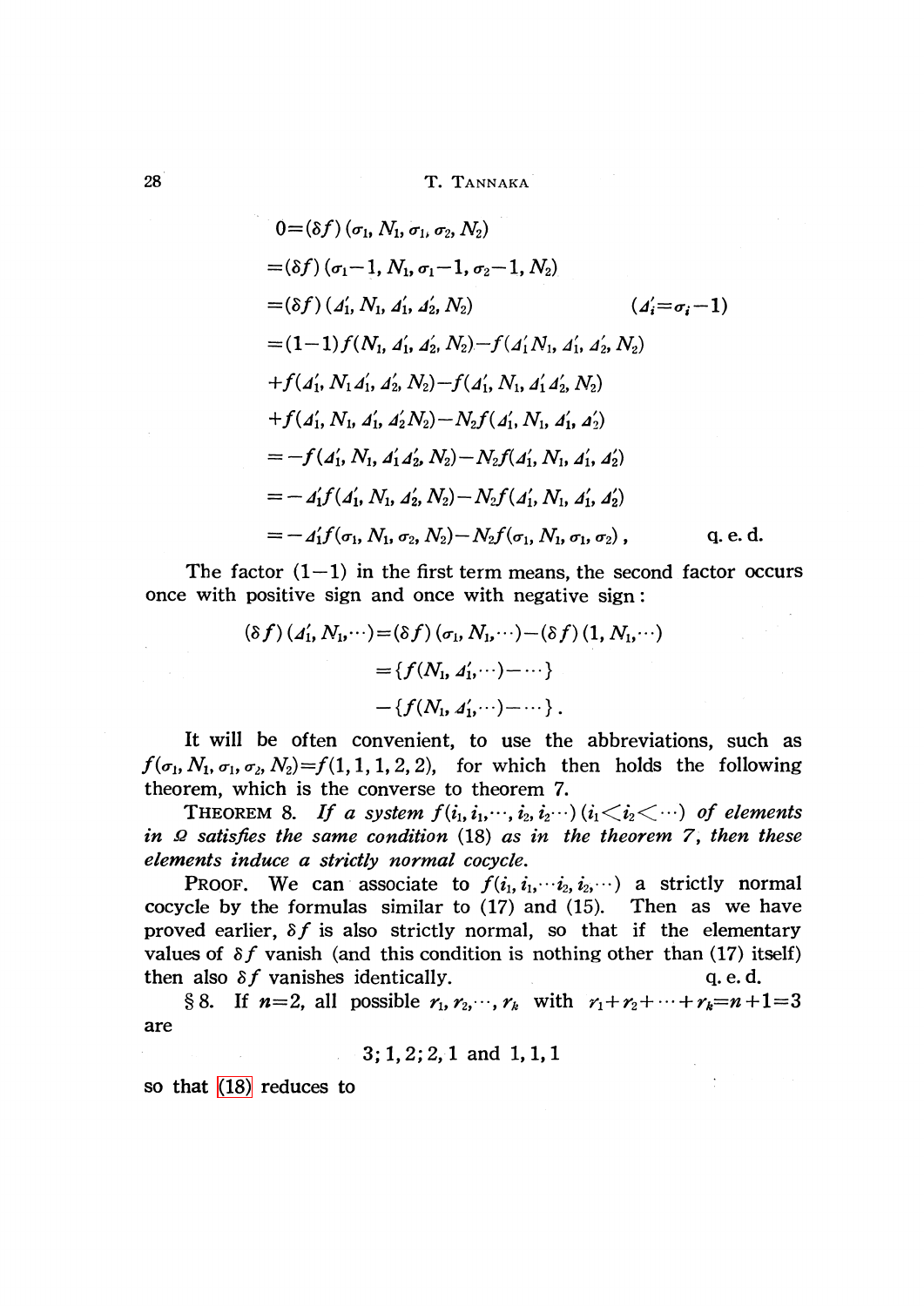$$
\begin{aligned}
0&=(\delta f)(\sigma_1, N_1, \sigma_1, \sigma_2, N_2)\\
&=(\delta f)(\sigma_1-1, N_1, \sigma_1-1, \sigma_2-1, N_2)\\
&=(\delta f)(\Delta_1', N_1, \Delta_1', \Delta_2', N_2) \qquad\qquad (\Delta_i'=\sigma_i-1)\\
&=(1-1)f(N_1, \Delta_1', \Delta_2', N_2)-f(\Delta_1' N_1, \Delta_1', \Delta_2', N_2)\\
&\quad+f(\Delta_1', N_1\Delta_1', \Delta_2', N_2)-f(\Delta_1', N_1, \Delta_1'\Delta_2', N_2)\\
&\quad+f(\Delta_1', N_1, \Delta_1', \Delta_2' N_2)-N_2 f(\Delta_1', N_1, \Delta_1', \Delta_2')\\
&=-f(\Delta_1', N_1, \Delta_1'\Delta_2', N_2)-N_2 f(\Delta_1', N_1, \Delta_1', \Delta_2')\\
&=-\Delta_1' f(\Delta_1', N_1, \Delta_2', N_2)-N_2 f(\Delta_1', N_1, \Delta_1', \Delta_2')\\
&=-\Delta_1' f(\sigma_1, N_1, \sigma_2, N_2)-N_2 f(\sigma_1, N_1, \sigma_1, \sigma_2)\,, \qquad\qquad \text{q. e. d.}
\end{aligned}
$$

The factor $(1-1)$ in the first term means, the second factor occurs once with positive sign and once with negative sign:

$$
\begin{aligned}
(\delta f)(\Delta_1', N_1, \cdots)&=(\delta f)(\sigma_1, N_1, \cdots)-(\delta f)(1, N_1, \cdots)\\
&=\{f(N_1, \Delta_1', \cdots)-\cdots\}\\
&\quad-\{f(N_1, \Delta_1', \cdots)-\cdots\}\,.
\end{aligned}
$$

It will be often convenient, to use the abbreviations, such as $f(\sigma_1, N_1, \sigma_1, \sigma_2, N_2)=f(1,1,1,2,2)$, for which then holds the following theorem, which is the converse to theorem 7.

THEOREM 8. *If a system $f(i_1, i_1, \cdots, i_2, i_2 \cdots)$ $(i_1<i_2<\cdots)$ of elements in $\Omega$ satisfies the same condition* (18) *as in the theorem 7, then these elements induce a strictly normal cocycle.*

PROOF. We can associate to $f(i_1, i_1, \cdots i_2, i_2, \cdots)$ a strictly normal cocycle by the formulas similar to (17) and (15). Then as we have proved earlier, $\delta f$ is also strictly normal, so that if the elementary values of $\delta f$ vanish (and this condition is nothing other than (17) itself) then also $\delta f$ vanishes identically. q. e. d.

§ 8. If $n=2$, all possible $r_1, r_2, \cdots, r_k$ with $r_1+r_2+\cdots+r_k=n+1=3$ are

$$3;\ 1, 2;\ 2, 1 \text{ and } 1, 1, 1$$

so that (18) reduces to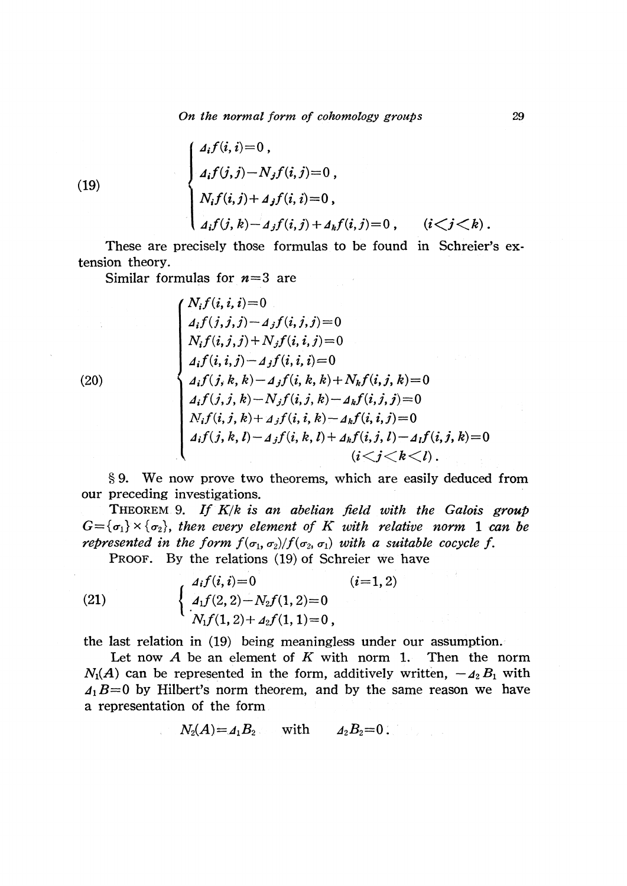$$
(19) \qquad \begin{cases} \Delta_i f(i,i)=0\,, \\ \Delta_i f(j,j)-N_j f(i,j)=0\,, \\ N_i f(i,j)+\Delta_j f(i,i)=0\,, \\ \Delta_i f(j,k)-\Delta_j f(i,j)+\Delta_k f(i,j)=0\,, \qquad (i<j<k)\,. \end{cases}
$$

These are precisely those formulas to be found in Schreier's extension theory.

Similar formulas for $n=3$ are

$$
(20) \qquad \begin{cases} N_i f(i,i,i)=0 \\ \Delta_i f(j,j,j)-\Delta_j f(i,j,j)=0 \\ N_i f(i,j,j)+N_j f(i,i,j)=0 \\ \Delta_i f(i,i,j)-\Delta_j f(i,i,i)=0 \\ \Delta_i f(j,k,k)-\Delta_j f(i,k,k)+N_k f(i,j,k)=0 \\ \Delta_i f(j,j,k)-N_j f(i,j,k)-\Delta_k f(i,j,j)=0 \\ N_i f(i,j,k)+\Delta_j f(i,i,k)-\Delta_k f(i,i,j)=0 \\ \Delta_i f(j,k,l)-\Delta_j f(i,k,l)+\Delta_k f(i,j,l)-\Delta_l f(i,j,k)=0 \\ \qquad\qquad\qquad\qquad (i<j<k<l)\,. \end{cases}
$$

§ 9. We now prove two theorems, which are easily deduced from our preceding investigations.

THEOREM 9. *If $K/k$ is an abelian field with the Galois group $G=\{\sigma_1\}\times\{\sigma_2\}$, then every element of $K$ with relative norm 1 can be represented in the form $f(\sigma_1,\sigma_2)/f(\sigma_2,\sigma_1)$ with a suitable cocycle $f$.*

PROOF. By the relations (19) of Schreier we have

$$
(21) \qquad \begin{cases} \Delta_i f(i,i)=0 \qquad\qquad (i=1,2) \\ \Delta_1 f(2,2)-N_2 f(1,2)=0 \\ N_1 f(1,2)+\Delta_2 f(1,1)=0\,, \end{cases}
$$

the last relation in (19) being meaningless under our assumption.

Let now $A$ be an element of $K$ with norm 1. Then the norm $N_1(A)$ can be represented in the form, additively written, $-\Delta_2 B_1$ with $\Delta_1 B=0$ by Hilbert's norm theorem, and by the same reason we have a representation of the form

$$
N_2(A)=\Delta_1 B_2 \qquad \text{with} \qquad \Delta_2 B_2=0\,.
$$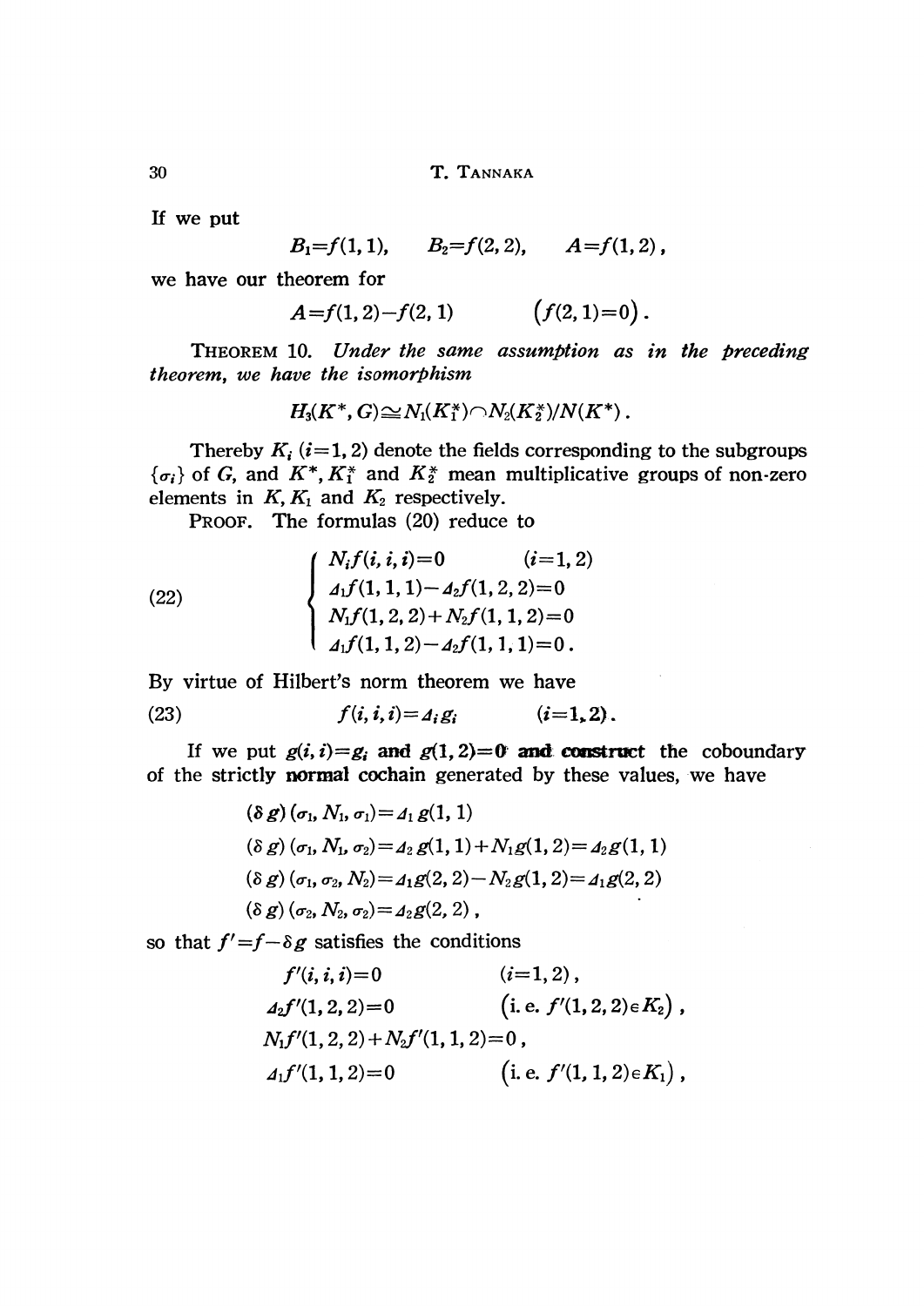If we put

$$B_1=f(1,1), \qquad B_2=f(2,2), \qquad A=f(1,2),$$

we have our theorem for

$$A=f(1,2)-f(2,1) \qquad \bigl(f(2,1)=0\bigr).$$

THEOREM 10. *Under the same assumption as in the preceding theorem, we have the isomorphism*

$$H_3(K^*, G)\cong N_1(K_1^*)\cap N_2(K_2^*)/N(K^*).$$

Thereby $K_i$ $(i=1,2)$ denote the fields corresponding to the subgroups $\{\sigma_i\}$ of $G$, and $K^*, K_1^*$ and $K_2^*$ mean multiplicative groups of non-zero elements in $K, K_1$ and $K_2$ respectively.

PROOF. The formulas (20) reduce to

$$\text{(22)} \qquad \begin{cases} N_i f(i,i,i)=0 & (i=1,2) \\ \varDelta_1 f(1,1,1)-\varDelta_2 f(1,2,2)=0 \\ N_1 f(1,2,2)+N_2 f(1,1,2)=0 \\ \varDelta_1 f(1,1,2)-\varDelta_2 f(1,1,1)=0. \end{cases}$$

By virtue of Hilbert's norm theorem we have

$$\text{(23)} \qquad f(i,i,i)=\varDelta_i g_i \qquad (i=1,2).$$

If we put $g(i,i)=g_i$ and $g(1,2)=0$ and construct the coboundary of the strictly normal cochain generated by these values, we have

$$(\delta g)(\sigma_1, N_1, \sigma_1)=\varDelta_1 g(1,1)$$
$$(\delta g)(\sigma_1, N_1, \sigma_2)=\varDelta_2 g(1,1)+N_1 g(1,2)=\varDelta_2 g(1,1)$$
$$(\delta g)(\sigma_1, \sigma_2, N_2)=\varDelta_1 g(2,2)-N_2 g(1,2)=\varDelta_1 g(2,2)$$
$$(\delta g)(\sigma_2, N_2, \sigma_2)=\varDelta_2 g(2,2),$$

so that $f'=f-\delta g$ satisfies the conditions

$$f'(i,i,i)=0 \qquad (i=1,2),$$
$$\varDelta_2 f'(1,2,2)=0 \qquad \bigl(\text{i. e. } f'(1,2,2)\in K_2\bigr),$$
$$N_1 f'(1,2,2)+N_2 f'(1,1,2)=0,$$
$$\varDelta_1 f'(1,1,2)=0 \qquad \bigl(\text{i. e. } f'(1,1,2)\in K_1\bigr),$$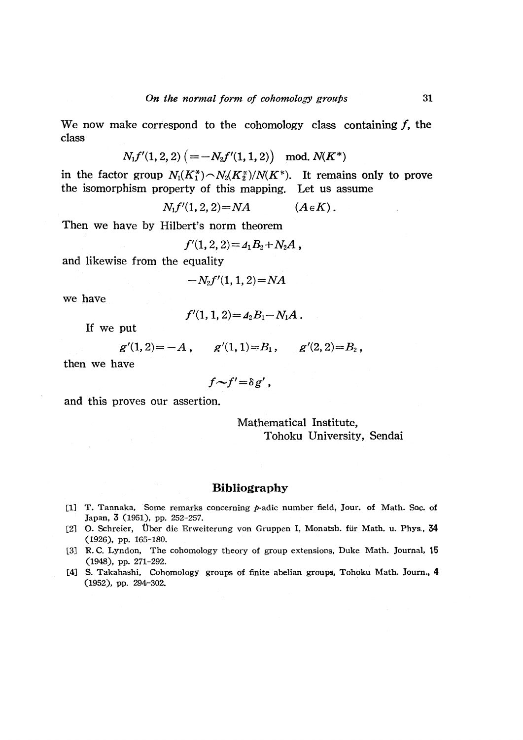We now make correspond to the cohomology class containing $f$, the class

$$N_1 f'(1, 2, 2) \left(= -N_2 f'(1, 1, 2)\right) \quad \text{mod. } N(K^*)$$

in the factor group $N_1(K_1^*) \frown N_2(K_2^*)/N(K^*)$. It remains only to prove the isomorphism property of this mapping. Let us assume

$$N_1 f'(1, 2, 2) = NA \qquad (A \in K).$$

Then we have by Hilbert's norm theorem

$$f'(1, 2, 2) = \Delta_1 B_2 + N_2 A,$$

and likewise from the equality

$$-N_2 f'(1, 1, 2) = NA$$

we have

$$f'(1, 1, 2) = \Delta_2 B_1 - N_1 A.$$

If we put

$$g'(1, 2) = -A, \qquad g'(1, 1) = B_1, \qquad g'(2, 2) = B_2,$$

then we have

$$f \sim f' = \delta g',$$

and this proves our assertion.

Mathematical Institute,
Tohoku University, Sendai

## Bibliography

[1] T. Tannaka, Some remarks concerning $p$-adic number field, Jour. of Math. Soc. of Japan, **3** (1951), pp. 252-257.

[2] O. Schreier, Über die Erweiterung von Gruppen I, Monatsh. für Math. u. Phys., **34** (1926), pp. 165-180.

[3] R. C. Lyndon, The cohomology theory of group extensions, Duke Math. Journal, **15** (1948), pp. 271-292.

[4] S. Takahashi, Cohomology groups of finite abelian groups, Tohoku Math. Journ., **4** (1952), pp. 294-302.